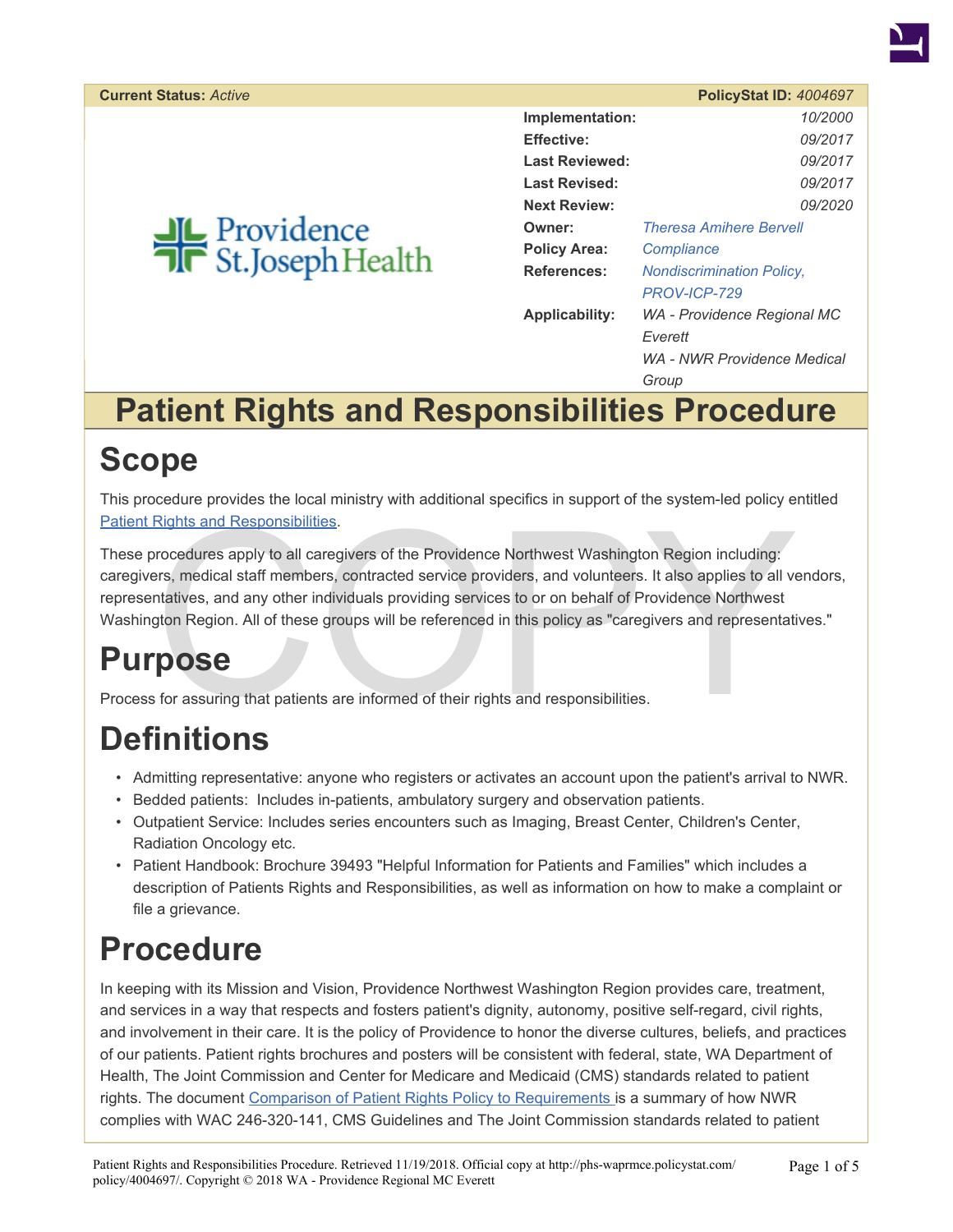**Current Status:** *Active* | **PolicyStat ID:** *4004697*

Providence St.Joseph Health

| | |
|---|---|
| **Implementation:** | *10/2000* |
| **Effective:** | *09/2017* |
| **Last Reviewed:** | *09/2017* |
| **Last Revised:** | *09/2017* |
| **Next Review:** | *09/2020* |
| **Owner:** | *Theresa Amihere Bervell* |
| **Policy Area:** | *Compliance* |
| **References:** | *Nondiscrimination Policy, PROV-ICP-729* |
| **Applicability:** | *WA - Providence Regional MC Everett*<br>*WA - NWR Providence Medical Group* |

# Patient Rights and Responsibilities Procedure

## Scope

This procedure provides the local ministry with additional specifics in support of the system-led policy entitled Patient Rights and Responsibilities.

These procedures apply to all caregivers of the Providence Northwest Washington Region including: caregivers, medical staff members, contracted service providers, and volunteers. It also applies to all vendors, representatives, and any other individuals providing services to or on behalf of Providence Northwest Washington Region. All of these groups will be referenced in this policy as "caregivers and representatives."

## Purpose

Process for assuring that patients are informed of their rights and responsibilities.

## Definitions

- Admitting representative: anyone who registers or activates an account upon the patient's arrival to NWR.
- Bedded patients: Includes in-patients, ambulatory surgery and observation patients.
- Outpatient Service: Includes series encounters such as Imaging, Breast Center, Children's Center, Radiation Oncology etc.
- Patient Handbook: Brochure 39493 "Helpful Information for Patients and Families" which includes a description of Patients Rights and Responsibilities, as well as information on how to make a complaint or file a grievance.

## Procedure

In keeping with its Mission and Vision, Providence Northwest Washington Region provides care, treatment, and services in a way that respects and fosters patient's dignity, autonomy, positive self-regard, civil rights, and involvement in their care. It is the policy of Providence to honor the diverse cultures, beliefs, and practices of our patients. Patient rights brochures and posters will be consistent with federal, state, WA Department of Health, The Joint Commission and Center for Medicare and Medicaid (CMS) standards related to patient rights. The document Comparison of Patient Rights Policy to Requirements is a summary of how NWR complies with WAC 246-320-141, CMS Guidelines and The Joint Commission standards related to patient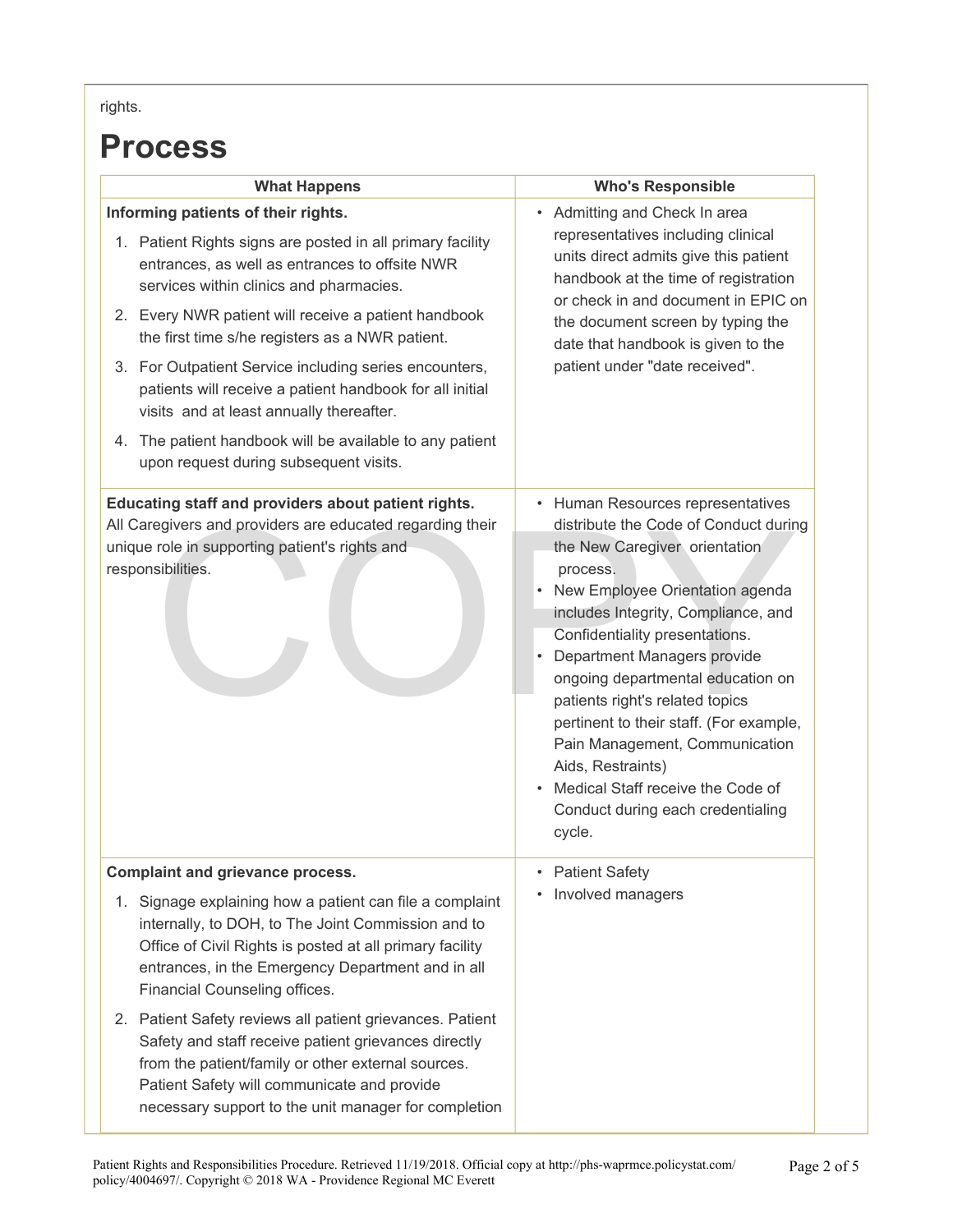rights.

# Process

| What Happens | Who's Responsible |
|---|---|
| **Informing patients of their rights.**<br>1. Patient Rights signs are posted in all primary facility entrances, as well as entrances to offsite NWR services within clinics and pharmacies.<br>2. Every NWR patient will receive a patient handbook the first time s/he registers as a NWR patient.<br>3. For Outpatient Service including series encounters, patients will receive a patient handbook for all initial visits and at least annually thereafter.<br>4. The patient handbook will be available to any patient upon request during subsequent visits. | • Admitting and Check In area representatives including clinical units direct admits give this patient handbook at the time of registration or check in and document in EPIC on the document screen by typing the date that handbook is given to the patient under "date received". |
| **Educating staff and providers about patient rights.**<br>All Caregivers and providers are educated regarding their unique role in supporting patient's rights and responsibilities. | • Human Resources representatives distribute the Code of Conduct during the New Caregiver orientation process.<br>• New Employee Orientation agenda includes Integrity, Compliance, and Confidentiality presentations.<br>• Department Managers provide ongoing departmental education on patients right's related topics pertinent to their staff. (For example, Pain Management, Communication Aids, Restraints)<br>• Medical Staff receive the Code of Conduct during each credentialing cycle. |
| **Complaint and grievance process.**<br>1. Signage explaining how a patient can file a complaint internally, to DOH, to The Joint Commission and to Office of Civil Rights is posted at all primary facility entrances, in the Emergency Department and in all Financial Counseling offices.<br>2. Patient Safety reviews all patient grievances. Patient Safety and staff receive patient grievances directly from the patient/family or other external sources. Patient Safety will communicate and provide necessary support to the unit manager for completion | • Patient Safety<br>• Involved managers |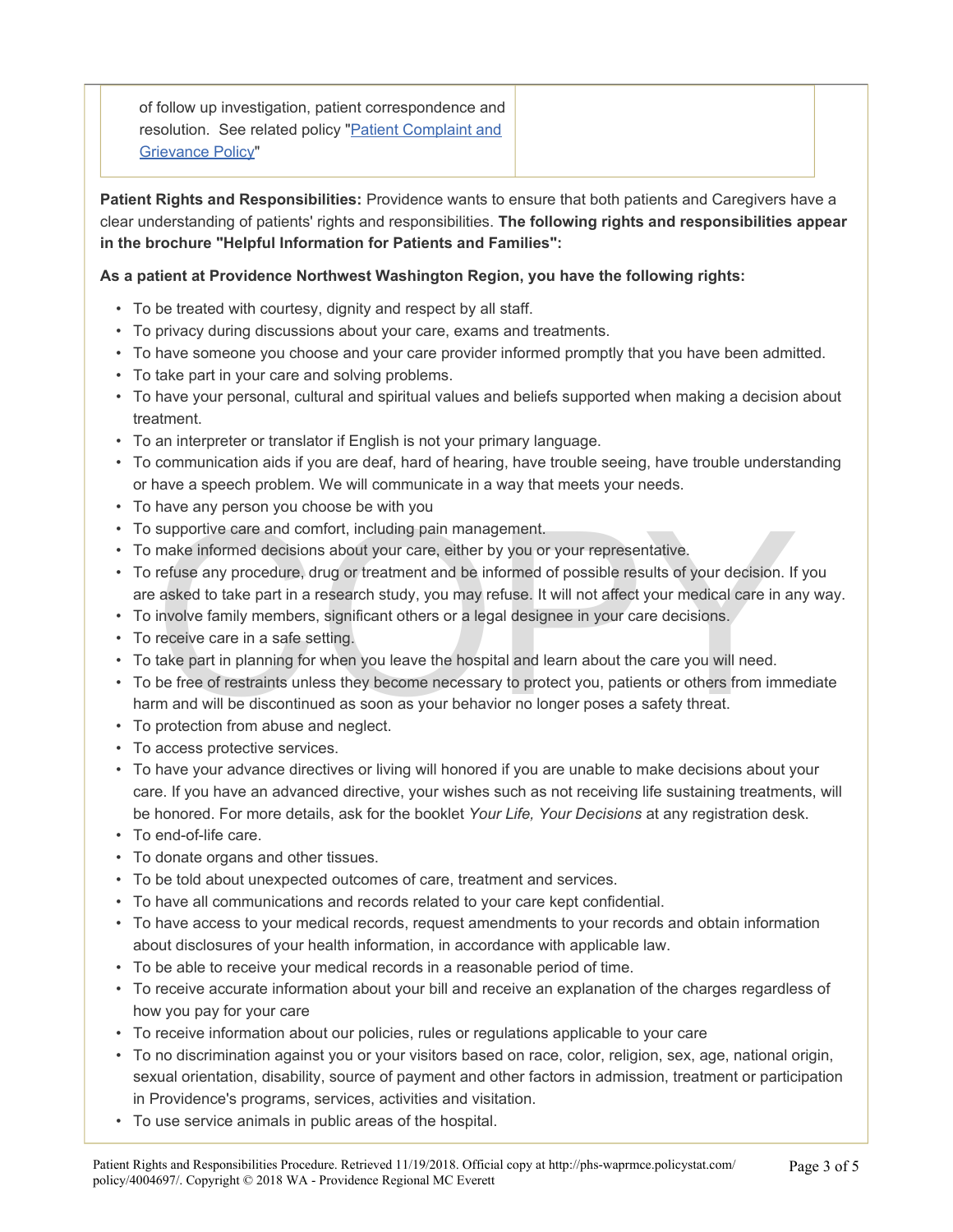| of follow up investigation, patient correspondence and resolution. See related policy "Patient Complaint and Grievance Policy" | |
|---|---|

**Patient Rights and Responsibilities:** Providence wants to ensure that both patients and Caregivers have a clear understanding of patients' rights and responsibilities. **The following rights and responsibilities appear in the brochure "Helpful Information for Patients and Families":**

**As a patient at Providence Northwest Washington Region, you have the following rights:**

- To be treated with courtesy, dignity and respect by all staff.
- To privacy during discussions about your care, exams and treatments.
- To have someone you choose and your care provider informed promptly that you have been admitted.
- To take part in your care and solving problems.
- To have your personal, cultural and spiritual values and beliefs supported when making a decision about treatment.
- To an interpreter or translator if English is not your primary language.
- To communication aids if you are deaf, hard of hearing, have trouble seeing, have trouble understanding or have a speech problem. We will communicate in a way that meets your needs.
- To have any person you choose be with you
- To supportive care and comfort, including pain management.
- To make informed decisions about your care, either by you or your representative.
- To refuse any procedure, drug or treatment and be informed of possible results of your decision. If you are asked to take part in a research study, you may refuse. It will not affect your medical care in any way.
- To involve family members, significant others or a legal designee in your care decisions.
- To receive care in a safe setting.
- To take part in planning for when you leave the hospital and learn about the care you will need.
- To be free of restraints unless they become necessary to protect you, patients or others from immediate harm and will be discontinued as soon as your behavior no longer poses a safety threat.
- To protection from abuse and neglect.
- To access protective services.
- To have your advance directives or living will honored if you are unable to make decisions about your care. If you have an advanced directive, your wishes such as not receiving life sustaining treatments, will be honored. For more details, ask for the booklet *Your Life, Your Decisions* at any registration desk.
- To end-of-life care.
- To donate organs and other tissues.
- To be told about unexpected outcomes of care, treatment and services.
- To have all communications and records related to your care kept confidential.
- To have access to your medical records, request amendments to your records and obtain information about disclosures of your health information, in accordance with applicable law.
- To be able to receive your medical records in a reasonable period of time.
- To receive accurate information about your bill and receive an explanation of the charges regardless of how you pay for your care
- To receive information about our policies, rules or regulations applicable to your care
- To no discrimination against you or your visitors based on race, color, religion, sex, age, national origin, sexual orientation, disability, source of payment and other factors in admission, treatment or participation in Providence's programs, services, activities and visitation.
- To use service animals in public areas of the hospital.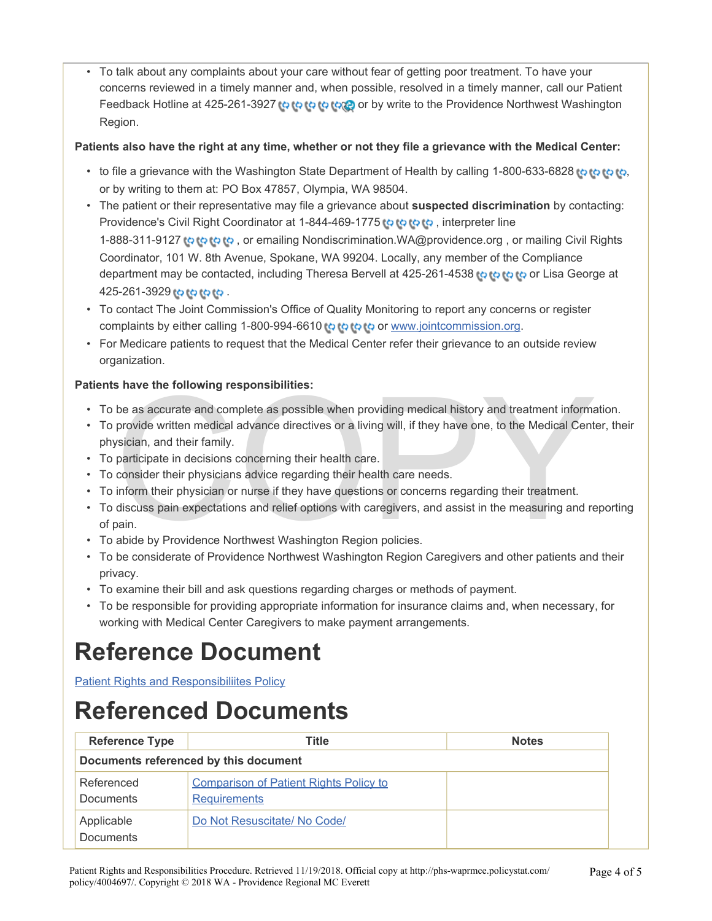- To talk about any complaints about your care without fear of getting poor treatment. To have your concerns reviewed in a timely manner and, when possible, resolved in a timely manner, call our Patient Feedback Hotline at 425-261-3927 or by write to the Providence Northwest Washington Region.

**Patients also have the right at any time, whether or not they file a grievance with the Medical Center:**

- to file a grievance with the Washington State Department of Health by calling 1-800-633-6828 , or by writing to them at: PO Box 47857, Olympia, WA 98504.
- The patient or their representative may file a grievance about **suspected discrimination** by contacting: Providence's Civil Right Coordinator at 1-844-469-1775 , interpreter line 1-888-311-9127 , or emailing Nondiscrimination.WA@providence.org , or mailing Civil Rights Coordinator, 101 W. 8th Avenue, Spokane, WA 99204. Locally, any member of the Compliance department may be contacted, including Theresa Bervell at 425-261-4538 or Lisa George at 425-261-3929 .
- To contact The Joint Commission's Office of Quality Monitoring to report any concerns or register complaints by either calling 1-800-994-6610 or [www.jointcommission.org](http://www.jointcommission.org).
- For Medicare patients to request that the Medical Center refer their grievance to an outside review organization.

**Patients have the following responsibilities:**

- To be as accurate and complete as possible when providing medical history and treatment information.
- To provide written medical advance directives or a living will, if they have one, to the Medical Center, their physician, and their family.
- To participate in decisions concerning their health care.
- To consider their physicians advice regarding their health care needs.
- To inform their physician or nurse if they have questions or concerns regarding their treatment.
- To discuss pain expectations and relief options with caregivers, and assist in the measuring and reporting of pain.
- To abide by Providence Northwest Washington Region policies.
- To be considerate of Providence Northwest Washington Region Caregivers and other patients and their privacy.
- To examine their bill and ask questions regarding charges or methods of payment.
- To be responsible for providing appropriate information for insurance claims and, when necessary, for working with Medical Center Caregivers to make payment arrangements.

# Reference Document

Patient Rights and Responsibiliites Policy

# Referenced Documents

| Reference Type | Title | Notes |
|---|---|---|
| **Documents referenced by this document** | | |
| Referenced Documents | Comparison of Patient Rights Policy to Requirements | |
| Applicable Documents | Do Not Resuscitate/ No Code/ | |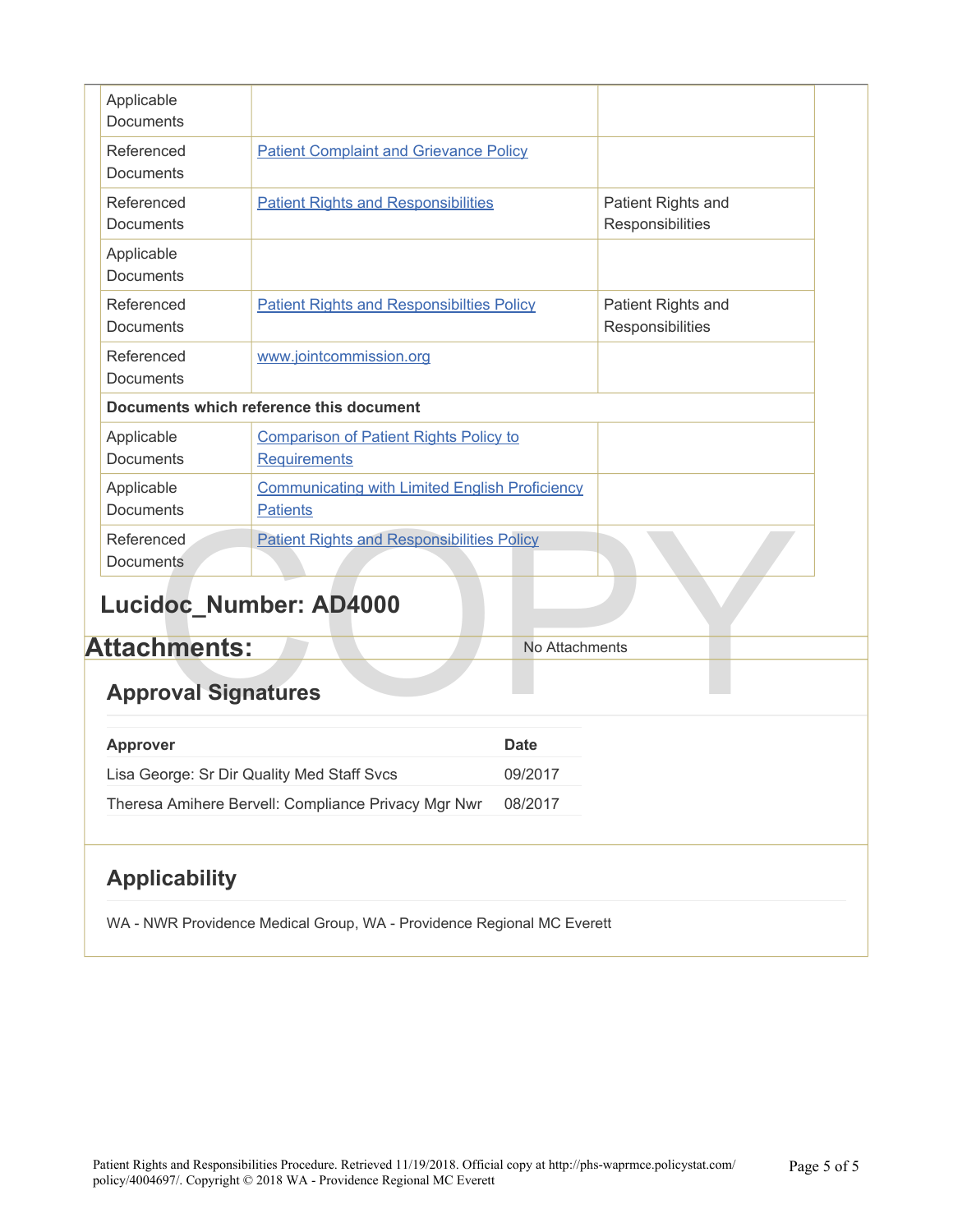| | | |
|---|---|---|
| Applicable Documents | | |
| Referenced Documents | Patient Complaint and Grievance Policy | |
| Referenced Documents | Patient Rights and Responsibilities | Patient Rights and Responsibilities |
| Applicable Documents | | |
| Referenced Documents | Patient Rights and Responsibilties Policy | Patient Rights and Responsibilities |
| Referenced Documents | www.jointcommission.org | |
| **Documents which reference this document** | | |
| Applicable Documents | Comparison of Patient Rights Policy to Requirements | |
| Applicable Documents | Communicating with Limited English Proficiency Patients | |
| Referenced Documents | Patient Rights and Responsibilities Policy | |

## Lucidoc_Number: AD4000

# Attachments:

No Attachments

## Approval Signatures

| Approver | Date |
|---|---|
| Lisa George: Sr Dir Quality Med Staff Svcs | 09/2017 |
| Theresa Amihere Bervell: Compliance Privacy Mgr Nwr | 08/2017 |

## Applicability

WA - NWR Providence Medical Group, WA - Providence Regional MC Everett